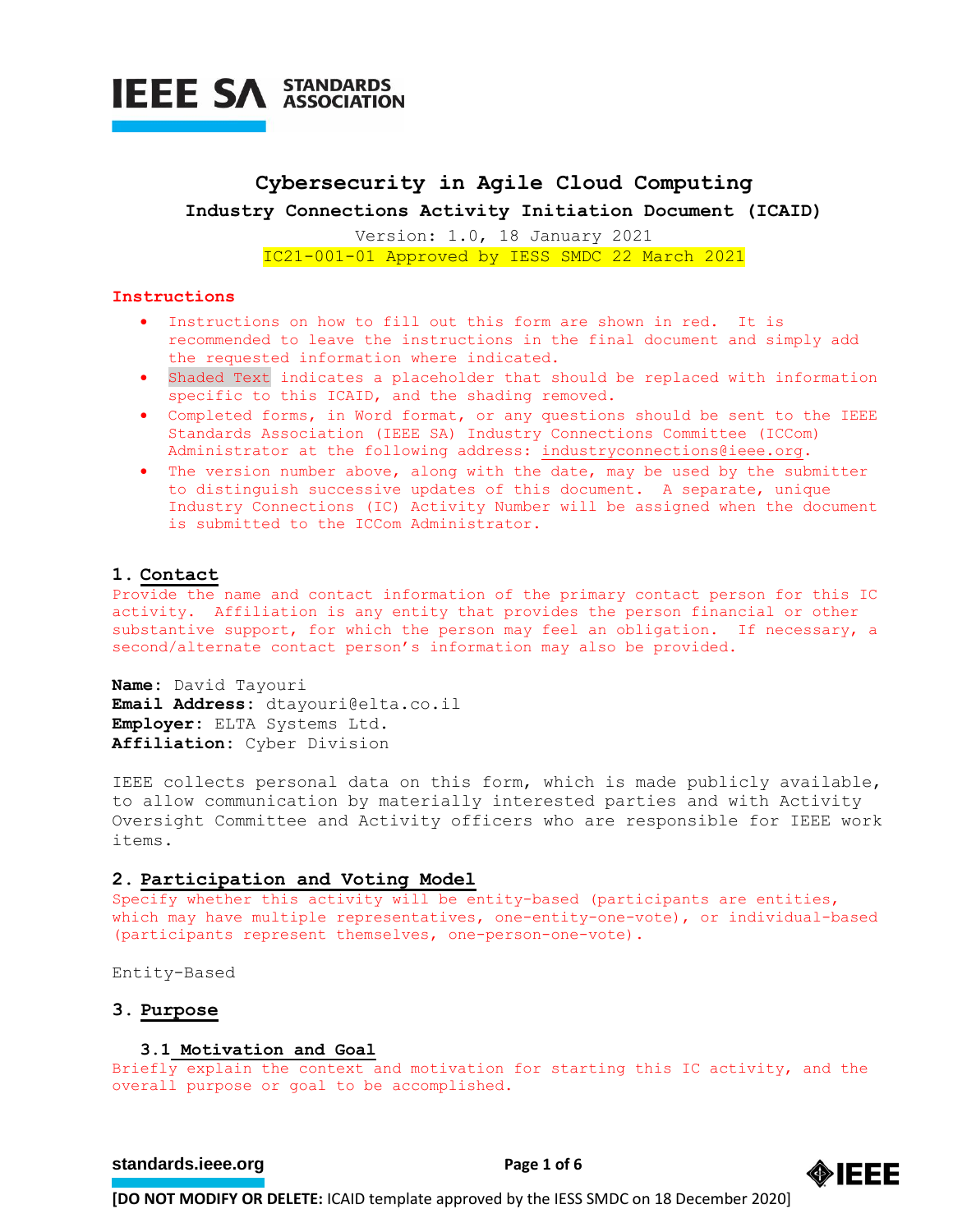# Cybersecurity in Agile Cloud Computing

## Industry Connections Activity Initiation Document (ICAID)

Version: 1.0, 18 January 2021

IC21-001-01 Approved by IESS SMDC 22 March 2021

**Instructions**

- Instructions on how to fill out this form are shown in red. It is recommended to leave the instructions in the final document and simply add the requested information where indicated.
- Shaded Text indicates a placeholder that should be replaced with information specific to this ICAID, and the shading removed.
- Completed forms, in Word format, or any questions should be sent to the IEEE Standards Association (IEEE SA) Industry Connections Committee (ICCom) Administrator at the following address: industryconnections@ieee.org.
- The version number above, along with the date, may be used by the submitter to distinguish successive updates of this document. A separate, unique Industry Connections (IC) Activity Number will be assigned when the document is submitted to the ICCom Administrator.

## 1. Contact

Provide the name and contact information of the primary contact person for this IC activity. Affiliation is any entity that provides the person financial or other substantive support, for which the person may feel an obligation. If necessary, a second/alternate contact person's information may also be provided.

**Name:** David Tayouri
**Email Address:** dtayouri@elta.co.il
**Employer:** ELTA Systems Ltd.
**Affiliation:** Cyber Division

IEEE collects personal data on this form, which is made publicly available, to allow communication by materially interested parties and with Activity Oversight Committee and Activity officers who are responsible for IEEE work items.

## 2. Participation and Voting Model

Specify whether this activity will be entity-based (participants are entities, which may have multiple representatives, one-entity-one-vote), or individual-based (participants represent themselves, one-person-one-vote).

Entity-Based

## 3. Purpose

### 3.1 Motivation and Goal

Briefly explain the context and motivation for starting this IC activity, and the overall purpose or goal to be accomplished.

[DO NOT MODIFY OR DELETE: ICAID template approved by the IESS SMDC on 18 December 2020]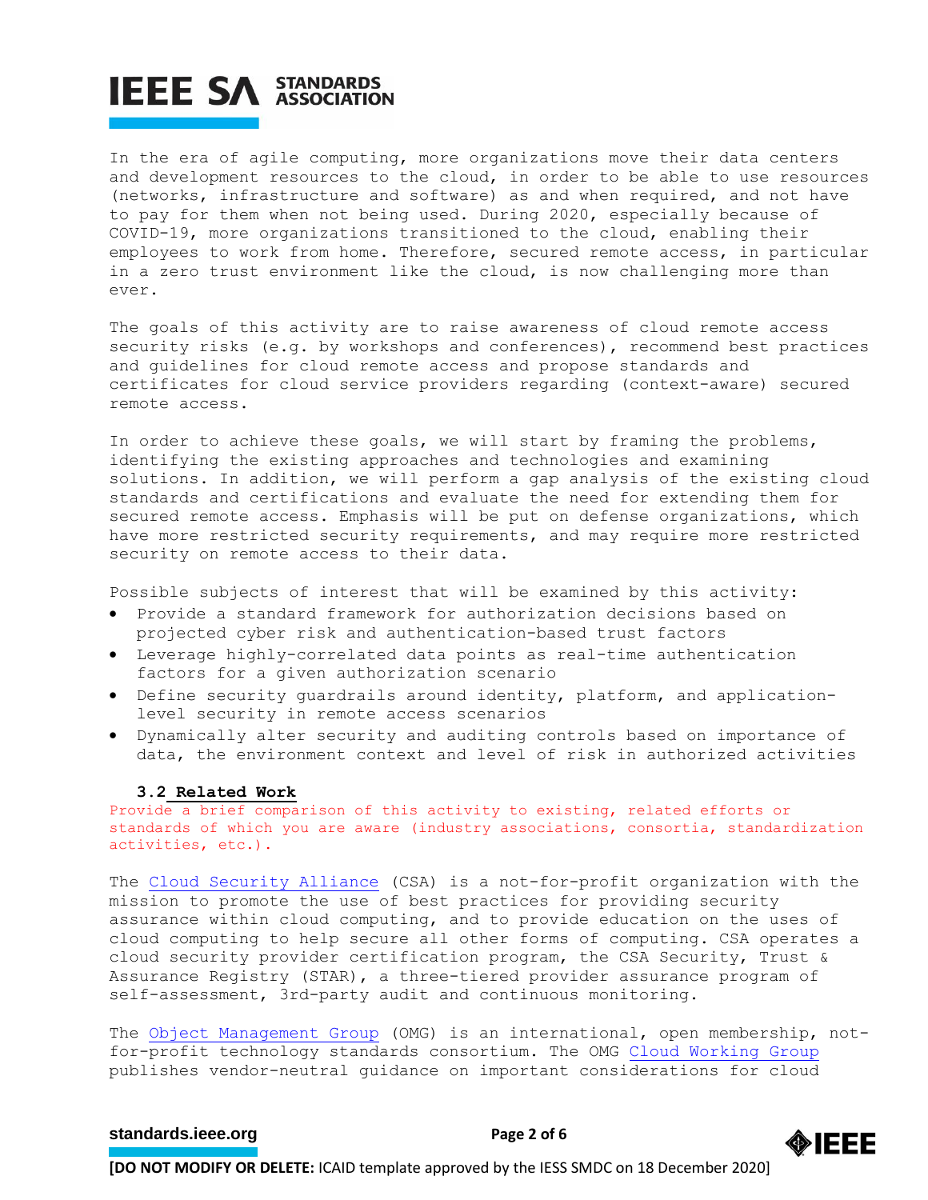In the era of agile computing, more organizations move their data centers and development resources to the cloud, in order to be able to use resources (networks, infrastructure and software) as and when required, and not have to pay for them when not being used. During 2020, especially because of COVID-19, more organizations transitioned to the cloud, enabling their employees to work from home. Therefore, secured remote access, in particular in a zero trust environment like the cloud, is now challenging more than ever.

The goals of this activity are to raise awareness of cloud remote access security risks (e.g. by workshops and conferences), recommend best practices and guidelines for cloud remote access and propose standards and certificates for cloud service providers regarding (context-aware) secured remote access.

In order to achieve these goals, we will start by framing the problems, identifying the existing approaches and technologies and examining solutions. In addition, we will perform a gap analysis of the existing cloud standards and certifications and evaluate the need for extending them for secured remote access. Emphasis will be put on defense organizations, which have more restricted security requirements, and may require more restricted security on remote access to their data.

Possible subjects of interest that will be examined by this activity:

- Provide a standard framework for authorization decisions based on projected cyber risk and authentication-based trust factors
- Leverage highly-correlated data points as real-time authentication factors for a given authorization scenario
- Define security guardrails around identity, platform, and application-level security in remote access scenarios
- Dynamically alter security and auditing controls based on importance of data, the environment context and level of risk in authorized activities

### 3.2 Related Work

Provide a brief comparison of this activity to existing, related efforts or standards of which you are aware (industry associations, consortia, standardization activities, etc.).

The Cloud Security Alliance (CSA) is a not-for-profit organization with the mission to promote the use of best practices for providing security assurance within cloud computing, and to provide education on the uses of cloud computing to help secure all other forms of computing. CSA operates a cloud security provider certification program, the CSA Security, Trust & Assurance Registry (STAR), a three-tiered provider assurance program of self-assessment, 3rd-party audit and continuous monitoring.

The Object Management Group (OMG) is an international, open membership, not-for-profit technology standards consortium. The OMG Cloud Working Group publishes vendor-neutral guidance on important considerations for cloud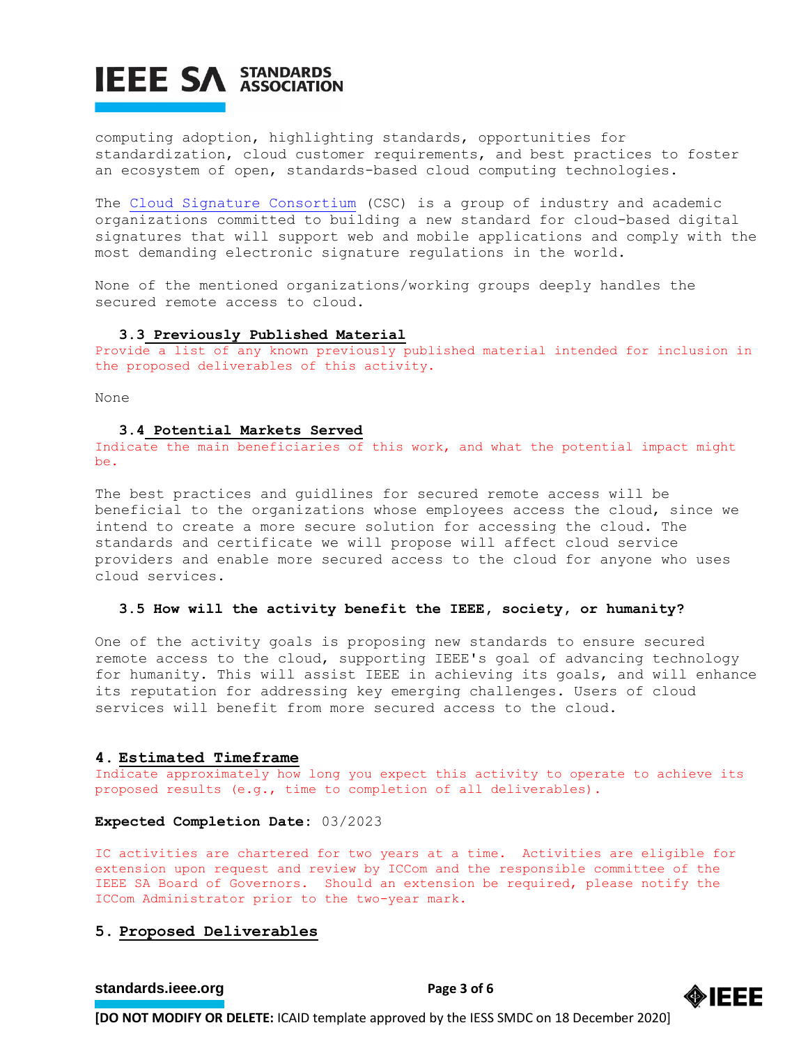computing adoption, highlighting standards, opportunities for standardization, cloud customer requirements, and best practices to foster an ecosystem of open, standards-based cloud computing technologies.

The Cloud Signature Consortium (CSC) is a group of industry and academic organizations committed to building a new standard for cloud-based digital signatures that will support web and mobile applications and comply with the most demanding electronic signature regulations in the world.

None of the mentioned organizations/working groups deeply handles the secured remote access to cloud.

### 3.3 Previously Published Material

Provide a list of any known previously published material intended for inclusion in the proposed deliverables of this activity.

None

### 3.4 Potential Markets Served

Indicate the main beneficiaries of this work, and what the potential impact might be.

The best practices and guidlines for secured remote access will be beneficial to the organizations whose employees access the cloud, since we intend to create a more secure solution for accessing the cloud. The standards and certificate we will propose will affect cloud service providers and enable more secured access to the cloud for anyone who uses cloud services.

### 3.5 How will the activity benefit the IEEE, society, or humanity?

One of the activity goals is proposing new standards to ensure secured remote access to the cloud, supporting IEEE's goal of advancing technology for humanity. This will assist IEEE in achieving its goals, and will enhance its reputation for addressing key emerging challenges. Users of cloud services will benefit from more secured access to the cloud.

## 4. Estimated Timeframe

Indicate approximately how long you expect this activity to operate to achieve its proposed results (e.g., time to completion of all deliverables).

**Expected Completion Date:** 03/2023

IC activities are chartered for two years at a time. Activities are eligible for extension upon request and review by ICCom and the responsible committee of the IEEE SA Board of Governors. Should an extension be required, please notify the ICCom Administrator prior to the two-year mark.

## 5. Proposed Deliverables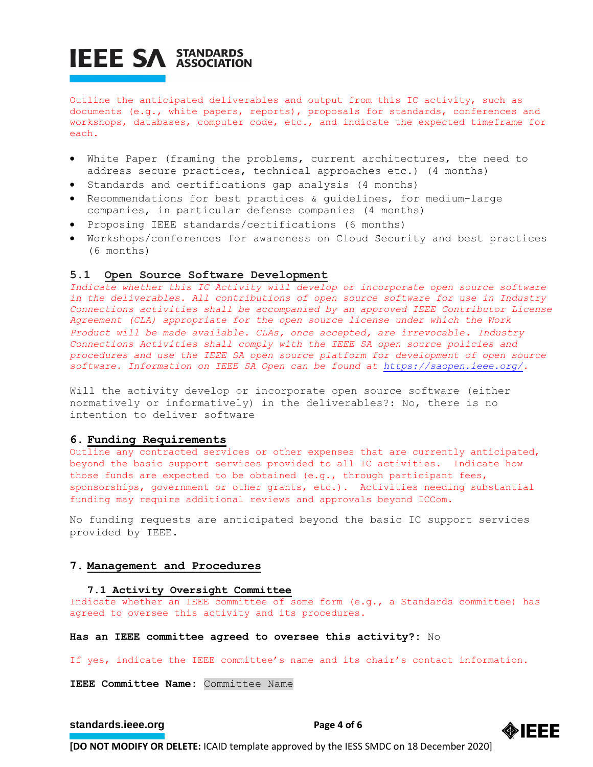Outline the anticipated deliverables and output from this IC activity, such as documents (e.g., white papers, reports), proposals for standards, conferences and workshops, databases, computer code, etc., and indicate the expected timeframe for each.

- White Paper (framing the problems, current architectures, the need to address secure practices, technical approaches etc.) (4 months)
- Standards and certifications gap analysis (4 months)
- Recommendations for best practices & guidelines, for medium-large companies, in particular defense companies (4 months)
- Proposing IEEE standards/certifications (6 months)
- Workshops/conferences for awareness on Cloud Security and best practices (6 months)

### 5.1 Open Source Software Development

*Indicate whether this IC Activity will develop or incorporate open source software in the deliverables. All contributions of open source software for use in Industry Connections activities shall be accompanied by an approved IEEE Contributor License Agreement (CLA) appropriate for the open source license under which the Work Product will be made available. CLAs, once accepted, are irrevocable. Industry Connections Activities shall comply with the IEEE SA open source policies and procedures and use the IEEE SA open source platform for development of open source software. Information on IEEE SA Open can be found at https://saopen.ieee.org/.*

Will the activity develop or incorporate open source software (either normatively or informatively) in the deliverables?: No, there is no intention to deliver software

## 6. Funding Requirements

Outline any contracted services or other expenses that are currently anticipated, beyond the basic support services provided to all IC activities. Indicate how those funds are expected to be obtained (e.g., through participant fees, sponsorships, government or other grants, etc.). Activities needing substantial funding may require additional reviews and approvals beyond ICCom.

No funding requests are anticipated beyond the basic IC support services provided by IEEE.

## 7. Management and Procedures

### 7.1 Activity Oversight Committee

Indicate whether an IEEE committee of some form (e.g., a Standards committee) has agreed to oversee this activity and its procedures.

**Has an IEEE committee agreed to oversee this activity?:** No

If yes, indicate the IEEE committee's name and its chair's contact information.

**IEEE Committee Name:** Committee Name

[DO NOT MODIFY OR DELETE: ICAID template approved by the IESS SMDC on 18 December 2020]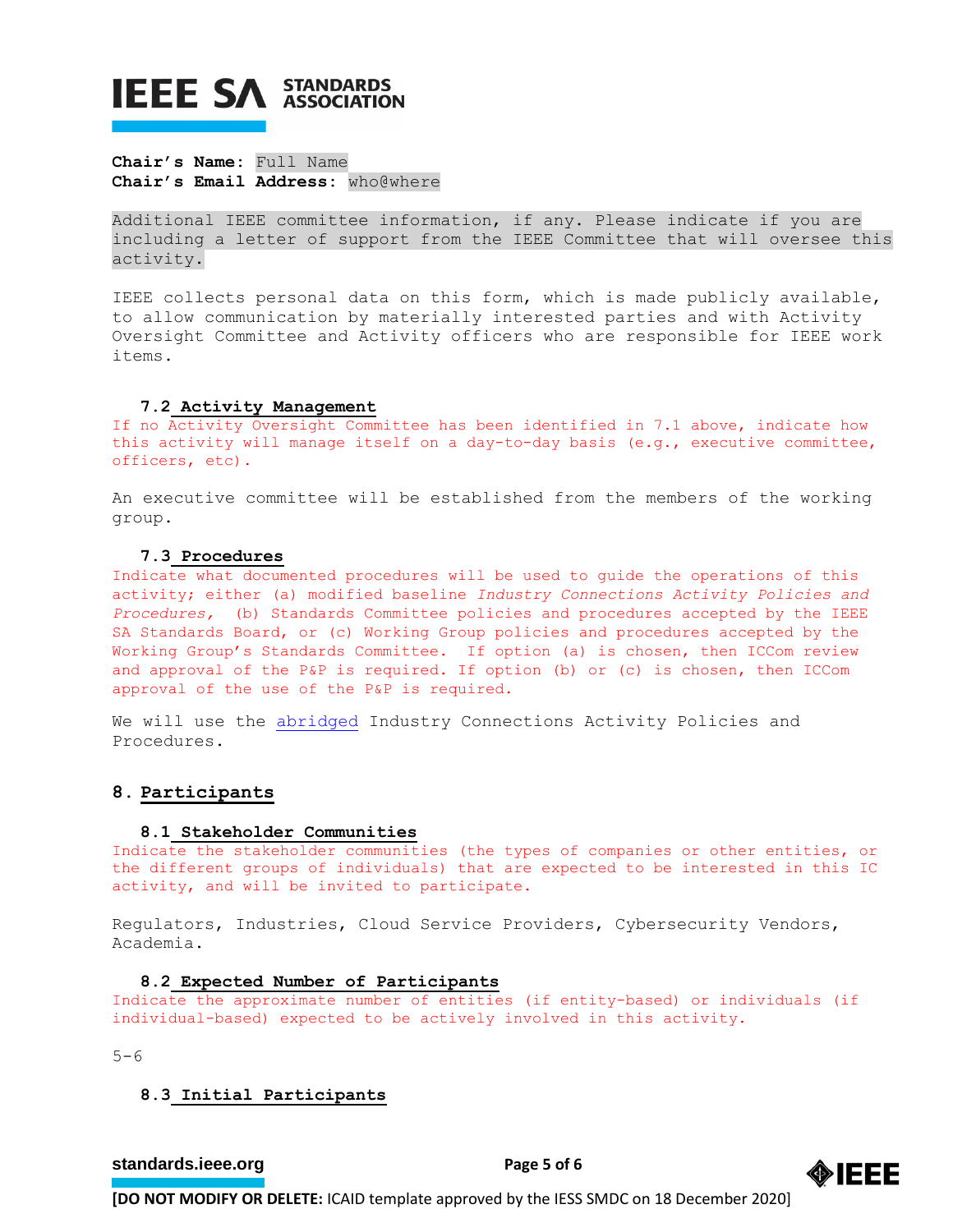**Chair's Name:** Full Name
**Chair's Email Address:** who@where

Additional IEEE committee information, if any. Please indicate if you are including a letter of support from the IEEE Committee that will oversee this activity.

IEEE collects personal data on this form, which is made publicly available, to allow communication by materially interested parties and with Activity Oversight Committee and Activity officers who are responsible for IEEE work items.

### 7.2 Activity Management

If no Activity Oversight Committee has been identified in 7.1 above, indicate how this activity will manage itself on a day-to-day basis (e.g., executive committee, officers, etc).

An executive committee will be established from the members of the working group.

### 7.3 Procedures

Indicate what documented procedures will be used to guide the operations of this activity; either (a) modified baseline *Industry Connections Activity Policies and Procedures,* (b) Standards Committee policies and procedures accepted by the IEEE SA Standards Board, or (c) Working Group policies and procedures accepted by the Working Group's Standards Committee. If option (a) is chosen, then ICCom review and approval of the P&P is required. If option (b) or (c) is chosen, then ICCom approval of the use of the P&P is required.

We will use the abridged Industry Connections Activity Policies and Procedures.

## 8. Participants

### 8.1 Stakeholder Communities

Indicate the stakeholder communities (the types of companies or other entities, or the different groups of individuals) that are expected to be interested in this IC activity, and will be invited to participate.

Regulators, Industries, Cloud Service Providers, Cybersecurity Vendors, Academia.

### 8.2 Expected Number of Participants

Indicate the approximate number of entities (if entity-based) or individuals (if individual-based) expected to be actively involved in this activity.

5-6

### 8.3 Initial Participants

**[DO NOT MODIFY OR DELETE:** ICAID template approved by the IESS SMDC on 18 December 2020]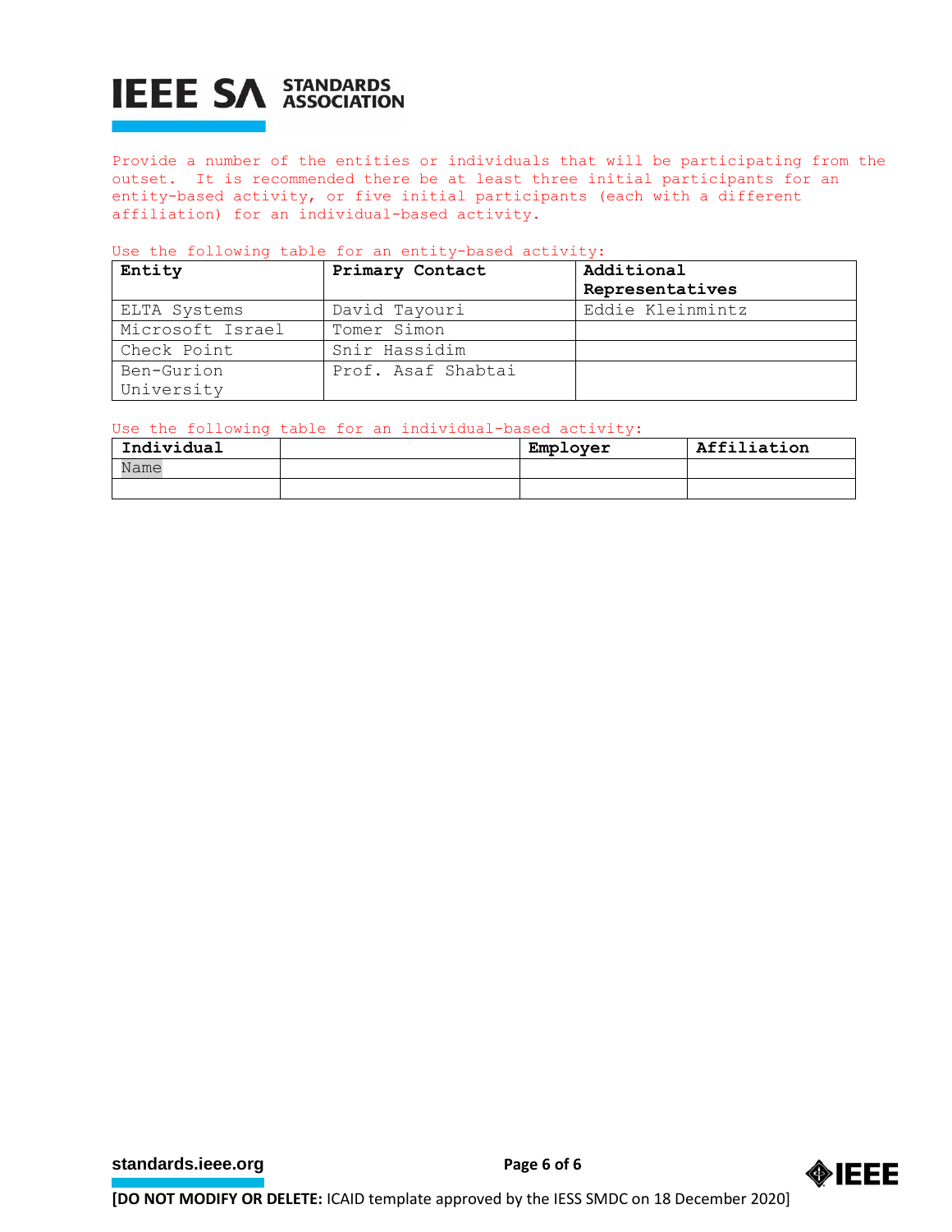Provide a number of the entities or individuals that will be participating from the outset. It is recommended there be at least three initial participants for an entity-based activity, or five initial participants (each with a different affiliation) for an individual-based activity.

Use the following table for an entity-based activity:

| Entity | Primary Contact | Additional Representatives |
|---|---|---|
| ELTA Systems | David Tayouri | Eddie Kleinmintz |
| Microsoft Israel | Tomer Simon | |
| Check Point | Snir Hassidim | |
| Ben-Gurion University | Prof. Asaf Shabtai | |

Use the following table for an individual-based activity:

| Individual | | Employer | Affiliation |
|---|---|---|---|
| Name | | | |
| | | | |

[DO NOT MODIFY OR DELETE: ICAID template approved by the IESS SMDC on 18 December 2020]